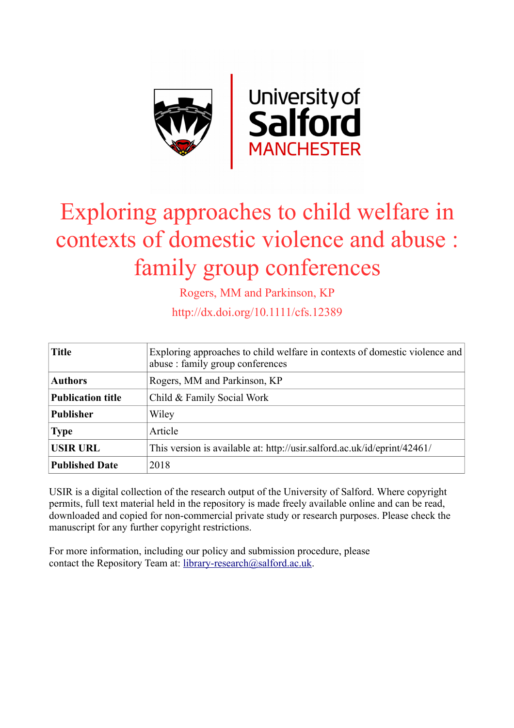# Exploring approaches to child welfare in contexts of domestic violence and abuse : family group conferences

Rogers, MM and Parkinson, KP

http://dx.doi.org/10.1111/cfs.12389

| | |
|---|---|
| **Title** | Exploring approaches to child welfare in contexts of domestic violence and abuse : family group conferences |
| **Authors** | Rogers, MM and Parkinson, KP |
| **Publication title** | Child & Family Social Work |
| **Publisher** | Wiley |
| **Type** | Article |
| **USIR URL** | This version is available at: http://usir.salford.ac.uk/id/eprint/42461/ |
| **Published Date** | 2018 |

USIR is a digital collection of the research output of the University of Salford. Where copyright permits, full text material held in the repository is made freely available online and can be read, downloaded and copied for non-commercial private study or research purposes. Please check the manuscript for any further copyright restrictions.

For more information, including our policy and submission procedure, please contact the Repository Team at: library-research@salford.ac.uk.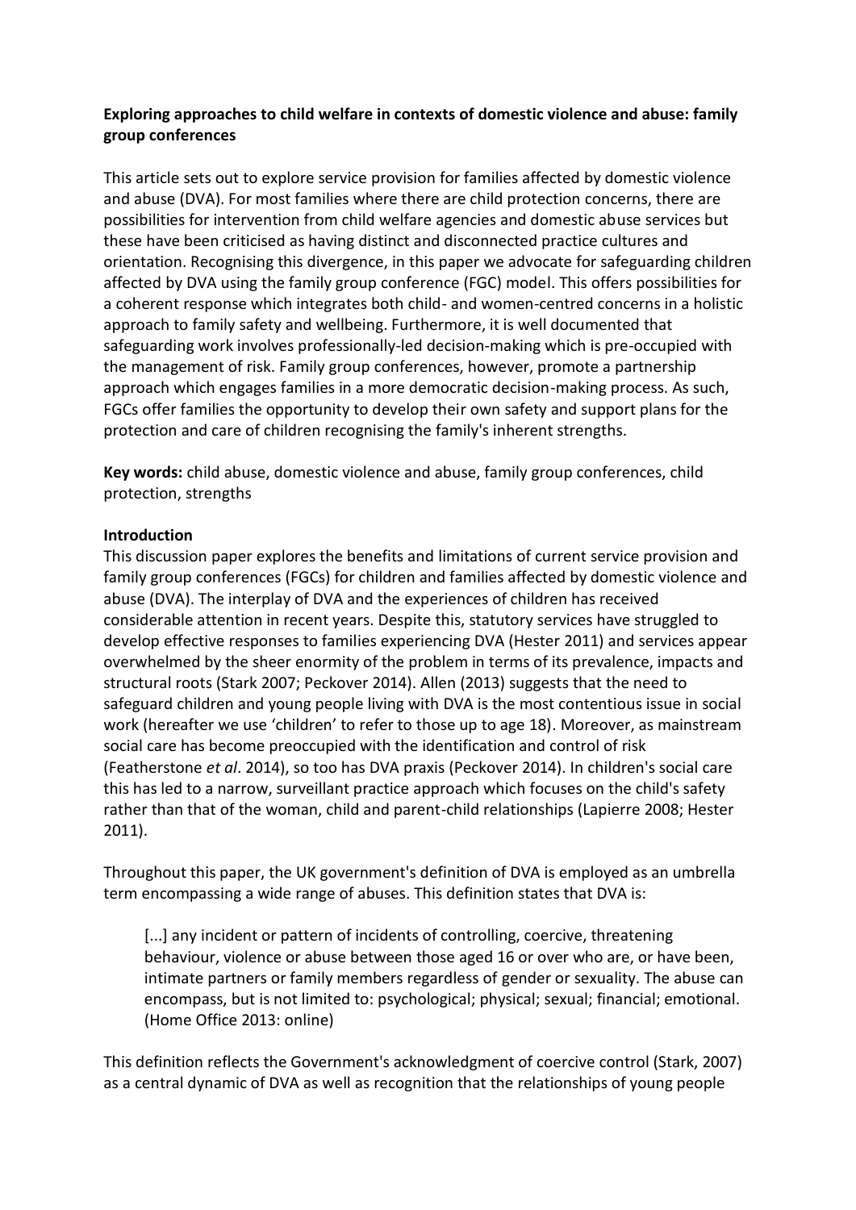**Exploring approaches to child welfare in contexts of domestic violence and abuse: family group conferences**

This article sets out to explore service provision for families affected by domestic violence and abuse (DVA). For most families where there are child protection concerns, there are possibilities for intervention from child welfare agencies and domestic abuse services but these have been criticised as having distinct and disconnected practice cultures and orientation. Recognising this divergence, in this paper we advocate for safeguarding children affected by DVA using the family group conference (FGC) model. This offers possibilities for a coherent response which integrates both child- and women-centred concerns in a holistic approach to family safety and wellbeing. Furthermore, it is well documented that safeguarding work involves professionally-led decision-making which is pre-occupied with the management of risk. Family group conferences, however, promote a partnership approach which engages families in a more democratic decision-making process. As such, FGCs offer families the opportunity to develop their own safety and support plans for the protection and care of children recognising the family's inherent strengths.

**Key words:** child abuse, domestic violence and abuse, family group conferences, child protection, strengths

**Introduction**

This discussion paper explores the benefits and limitations of current service provision and family group conferences (FGCs) for children and families affected by domestic violence and abuse (DVA). The interplay of DVA and the experiences of children has received considerable attention in recent years. Despite this, statutory services have struggled to develop effective responses to families experiencing DVA (Hester 2011) and services appear overwhelmed by the sheer enormity of the problem in terms of its prevalence, impacts and structural roots (Stark 2007; Peckover 2014). Allen (2013) suggests that the need to safeguard children and young people living with DVA is the most contentious issue in social work (hereafter we use 'children' to refer to those up to age 18). Moreover, as mainstream social care has become preoccupied with the identification and control of risk (Featherstone *et al*. 2014), so too has DVA praxis (Peckover 2014). In children's social care this has led to a narrow, surveillant practice approach which focuses on the child's safety rather than that of the woman, child and parent-child relationships (Lapierre 2008; Hester 2011).

Throughout this paper, the UK government's definition of DVA is employed as an umbrella term encompassing a wide range of abuses. This definition states that DVA is:

> [...] any incident or pattern of incidents of controlling, coercive, threatening behaviour, violence or abuse between those aged 16 or over who are, or have been, intimate partners or family members regardless of gender or sexuality. The abuse can encompass, but is not limited to: psychological; physical; sexual; financial; emotional. (Home Office 2013: online)

This definition reflects the Government's acknowledgment of coercive control (Stark, 2007) as a central dynamic of DVA as well as recognition that the relationships of young people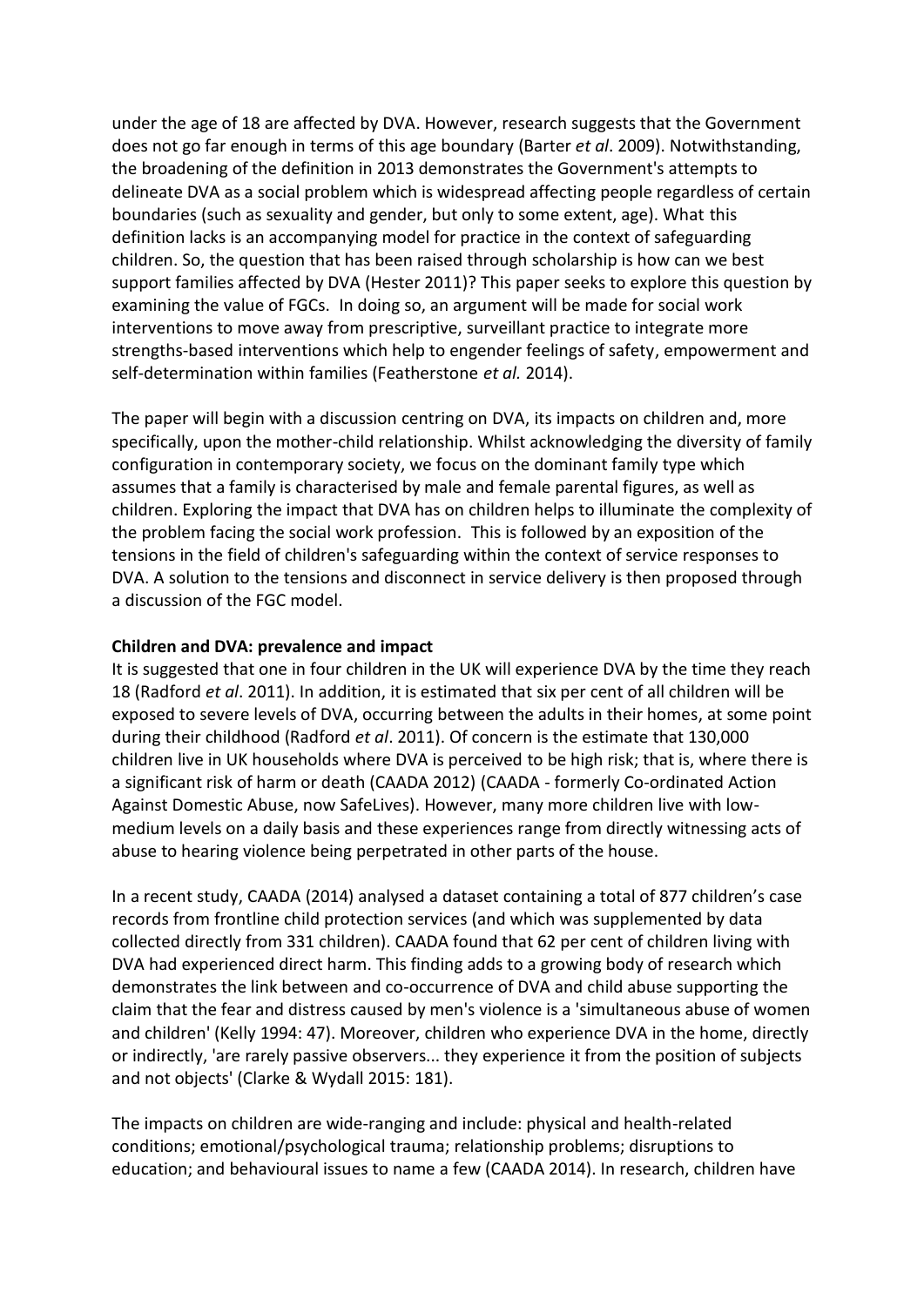under the age of 18 are affected by DVA. However, research suggests that the Government does not go far enough in terms of this age boundary (Barter *et al*. 2009). Notwithstanding, the broadening of the definition in 2013 demonstrates the Government's attempts to delineate DVA as a social problem which is widespread affecting people regardless of certain boundaries (such as sexuality and gender, but only to some extent, age). What this definition lacks is an accompanying model for practice in the context of safeguarding children. So, the question that has been raised through scholarship is how can we best support families affected by DVA (Hester 2011)? This paper seeks to explore this question by examining the value of FGCs. In doing so, an argument will be made for social work interventions to move away from prescriptive, surveillant practice to integrate more strengths-based interventions which help to engender feelings of safety, empowerment and self-determination within families (Featherstone *et al.* 2014).

The paper will begin with a discussion centring on DVA, its impacts on children and, more specifically, upon the mother-child relationship. Whilst acknowledging the diversity of family configuration in contemporary society, we focus on the dominant family type which assumes that a family is characterised by male and female parental figures, as well as children. Exploring the impact that DVA has on children helps to illuminate the complexity of the problem facing the social work profession. This is followed by an exposition of the tensions in the field of children's safeguarding within the context of service responses to DVA. A solution to the tensions and disconnect in service delivery is then proposed through a discussion of the FGC model.

**Children and DVA: prevalence and impact**

It is suggested that one in four children in the UK will experience DVA by the time they reach 18 (Radford *et al*. 2011). In addition, it is estimated that six per cent of all children will be exposed to severe levels of DVA, occurring between the adults in their homes, at some point during their childhood (Radford *et al*. 2011). Of concern is the estimate that 130,000 children live in UK households where DVA is perceived to be high risk; that is, where there is a significant risk of harm or death (CAADA 2012) (CAADA - formerly Co-ordinated Action Against Domestic Abuse, now SafeLives). However, many more children live with low-medium levels on a daily basis and these experiences range from directly witnessing acts of abuse to hearing violence being perpetrated in other parts of the house.

In a recent study, CAADA (2014) analysed a dataset containing a total of 877 children's case records from frontline child protection services (and which was supplemented by data collected directly from 331 children). CAADA found that 62 per cent of children living with DVA had experienced direct harm. This finding adds to a growing body of research which demonstrates the link between and co-occurrence of DVA and child abuse supporting the claim that the fear and distress caused by men's violence is a 'simultaneous abuse of women and children' (Kelly 1994: 47). Moreover, children who experience DVA in the home, directly or indirectly, 'are rarely passive observers... they experience it from the position of subjects and not objects' (Clarke & Wydall 2015: 181).

The impacts on children are wide-ranging and include: physical and health-related conditions; emotional/psychological trauma; relationship problems; disruptions to education; and behavioural issues to name a few (CAADA 2014). In research, children have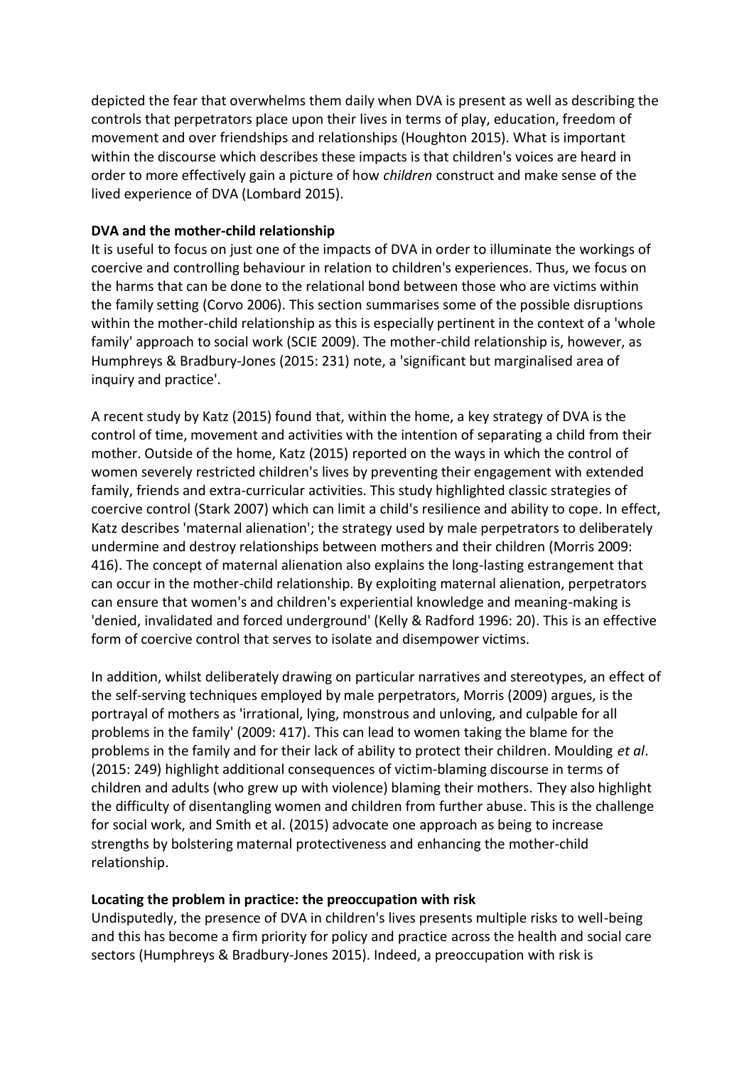depicted the fear that overwhelms them daily when DVA is present as well as describing the controls that perpetrators place upon their lives in terms of play, education, freedom of movement and over friendships and relationships (Houghton 2015). What is important within the discourse which describes these impacts is that children's voices are heard in order to more effectively gain a picture of how *children* construct and make sense of the lived experience of DVA (Lombard 2015).

**DVA and the mother-child relationship**

It is useful to focus on just one of the impacts of DVA in order to illuminate the workings of coercive and controlling behaviour in relation to children's experiences. Thus, we focus on the harms that can be done to the relational bond between those who are victims within the family setting (Corvo 2006). This section summarises some of the possible disruptions within the mother-child relationship as this is especially pertinent in the context of a 'whole family' approach to social work (SCIE 2009). The mother-child relationship is, however, as Humphreys & Bradbury-Jones (2015: 231) note, a 'significant but marginalised area of inquiry and practice'.

A recent study by Katz (2015) found that, within the home, a key strategy of DVA is the control of time, movement and activities with the intention of separating a child from their mother. Outside of the home, Katz (2015) reported on the ways in which the control of women severely restricted children's lives by preventing their engagement with extended family, friends and extra-curricular activities. This study highlighted classic strategies of coercive control (Stark 2007) which can limit a child's resilience and ability to cope. In effect, Katz describes 'maternal alienation'; the strategy used by male perpetrators to deliberately undermine and destroy relationships between mothers and their children (Morris 2009: 416). The concept of maternal alienation also explains the long-lasting estrangement that can occur in the mother-child relationship. By exploiting maternal alienation, perpetrators can ensure that women's and children's experiential knowledge and meaning-making is 'denied, invalidated and forced underground' (Kelly & Radford 1996: 20). This is an effective form of coercive control that serves to isolate and disempower victims.

In addition, whilst deliberately drawing on particular narratives and stereotypes, an effect of the self-serving techniques employed by male perpetrators, Morris (2009) argues, is the portrayal of mothers as 'irrational, lying, monstrous and unloving, and culpable for all problems in the family' (2009: 417). This can lead to women taking the blame for the problems in the family and for their lack of ability to protect their children. Moulding *et al*. (2015: 249) highlight additional consequences of victim-blaming discourse in terms of children and adults (who grew up with violence) blaming their mothers. They also highlight the difficulty of disentangling women and children from further abuse. This is the challenge for social work, and Smith et al. (2015) advocate one approach as being to increase strengths by bolstering maternal protectiveness and enhancing the mother-child relationship.

**Locating the problem in practice: the preoccupation with risk**

Undisputedly, the presence of DVA in children's lives presents multiple risks to well-being and this has become a firm priority for policy and practice across the health and social care sectors (Humphreys & Bradbury-Jones 2015). Indeed, a preoccupation with risk is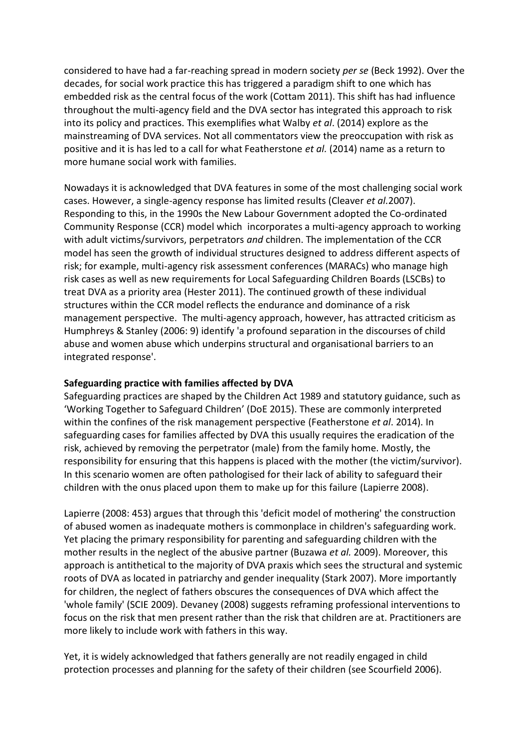considered to have had a far-reaching spread in modern society *per se* (Beck 1992). Over the decades, for social work practice this has triggered a paradigm shift to one which has embedded risk as the central focus of the work (Cottam 2011). This shift has had influence throughout the multi-agency field and the DVA sector has integrated this approach to risk into its policy and practices. This exemplifies what Walby *et al*. (2014) explore as the mainstreaming of DVA services. Not all commentators view the preoccupation with risk as positive and it is has led to a call for what Featherstone *et al.* (2014) name as a return to more humane social work with families.

Nowadays it is acknowledged that DVA features in some of the most challenging social work cases. However, a single-agency response has limited results (Cleaver *et al.*2007). Responding to this, in the 1990s the New Labour Government adopted the Co-ordinated Community Response (CCR) model which incorporates a multi-agency approach to working with adult victims/survivors, perpetrators *and* children. The implementation of the CCR model has seen the growth of individual structures designed to address different aspects of risk; for example, multi-agency risk assessment conferences (MARACs) who manage high risk cases as well as new requirements for Local Safeguarding Children Boards (LSCBs) to treat DVA as a priority area (Hester 2011). The continued growth of these individual structures within the CCR model reflects the endurance and dominance of a risk management perspective. The multi-agency approach, however, has attracted criticism as Humphreys & Stanley (2006: 9) identify 'a profound separation in the discourses of child abuse and women abuse which underpins structural and organisational barriers to an integrated response'.

**Safeguarding practice with families affected by DVA**

Safeguarding practices are shaped by the Children Act 1989 and statutory guidance, such as 'Working Together to Safeguard Children' (DoE 2015). These are commonly interpreted within the confines of the risk management perspective (Featherstone *et al*. 2014). In safeguarding cases for families affected by DVA this usually requires the eradication of the risk, achieved by removing the perpetrator (male) from the family home. Mostly, the responsibility for ensuring that this happens is placed with the mother (the victim/survivor). In this scenario women are often pathologised for their lack of ability to safeguard their children with the onus placed upon them to make up for this failure (Lapierre 2008).

Lapierre (2008: 453) argues that through this 'deficit model of mothering' the construction of abused women as inadequate mothers is commonplace in children's safeguarding work. Yet placing the primary responsibility for parenting and safeguarding children with the mother results in the neglect of the abusive partner (Buzawa *et al.* 2009). Moreover, this approach is antithetical to the majority of DVA praxis which sees the structural and systemic roots of DVA as located in patriarchy and gender inequality (Stark 2007). More importantly for children, the neglect of fathers obscures the consequences of DVA which affect the 'whole family' (SCIE 2009). Devaney (2008) suggests reframing professional interventions to focus on the risk that men present rather than the risk that children are at. Practitioners are more likely to include work with fathers in this way.

Yet, it is widely acknowledged that fathers generally are not readily engaged in child protection processes and planning for the safety of their children (see Scourfield 2006).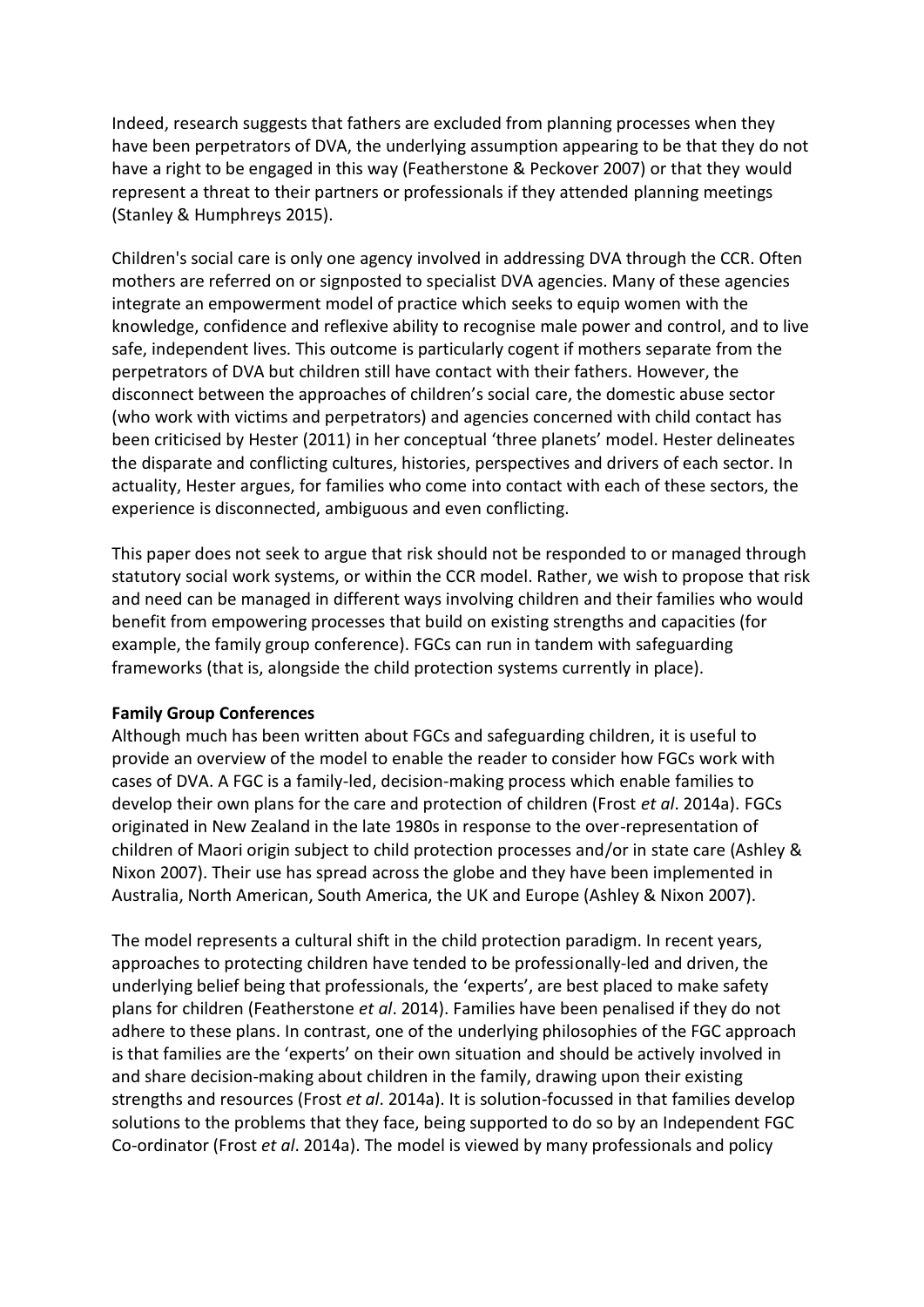Indeed, research suggests that fathers are excluded from planning processes when they have been perpetrators of DVA, the underlying assumption appearing to be that they do not have a right to be engaged in this way (Featherstone & Peckover 2007) or that they would represent a threat to their partners or professionals if they attended planning meetings (Stanley & Humphreys 2015).

Children's social care is only one agency involved in addressing DVA through the CCR. Often mothers are referred on or signposted to specialist DVA agencies. Many of these agencies integrate an empowerment model of practice which seeks to equip women with the knowledge, confidence and reflexive ability to recognise male power and control, and to live safe, independent lives. This outcome is particularly cogent if mothers separate from the perpetrators of DVA but children still have contact with their fathers. However, the disconnect between the approaches of children's social care, the domestic abuse sector (who work with victims and perpetrators) and agencies concerned with child contact has been criticised by Hester (2011) in her conceptual 'three planets' model. Hester delineates the disparate and conflicting cultures, histories, perspectives and drivers of each sector. In actuality, Hester argues, for families who come into contact with each of these sectors, the experience is disconnected, ambiguous and even conflicting.

This paper does not seek to argue that risk should not be responded to or managed through statutory social work systems, or within the CCR model. Rather, we wish to propose that risk and need can be managed in different ways involving children and their families who would benefit from empowering processes that build on existing strengths and capacities (for example, the family group conference). FGCs can run in tandem with safeguarding frameworks (that is, alongside the child protection systems currently in place).

**Family Group Conferences**

Although much has been written about FGCs and safeguarding children, it is useful to provide an overview of the model to enable the reader to consider how FGCs work with cases of DVA. A FGC is a family-led, decision-making process which enable families to develop their own plans for the care and protection of children (Frost *et al*. 2014a). FGCs originated in New Zealand in the late 1980s in response to the over-representation of children of Maori origin subject to child protection processes and/or in state care (Ashley & Nixon 2007). Their use has spread across the globe and they have been implemented in Australia, North American, South America, the UK and Europe (Ashley & Nixon 2007).

The model represents a cultural shift in the child protection paradigm. In recent years, approaches to protecting children have tended to be professionally-led and driven, the underlying belief being that professionals, the 'experts', are best placed to make safety plans for children (Featherstone *et al*. 2014). Families have been penalised if they do not adhere to these plans. In contrast, one of the underlying philosophies of the FGC approach is that families are the 'experts' on their own situation and should be actively involved in and share decision-making about children in the family, drawing upon their existing strengths and resources (Frost *et al*. 2014a). It is solution-focussed in that families develop solutions to the problems that they face, being supported to do so by an Independent FGC Co-ordinator (Frost *et al*. 2014a). The model is viewed by many professionals and policy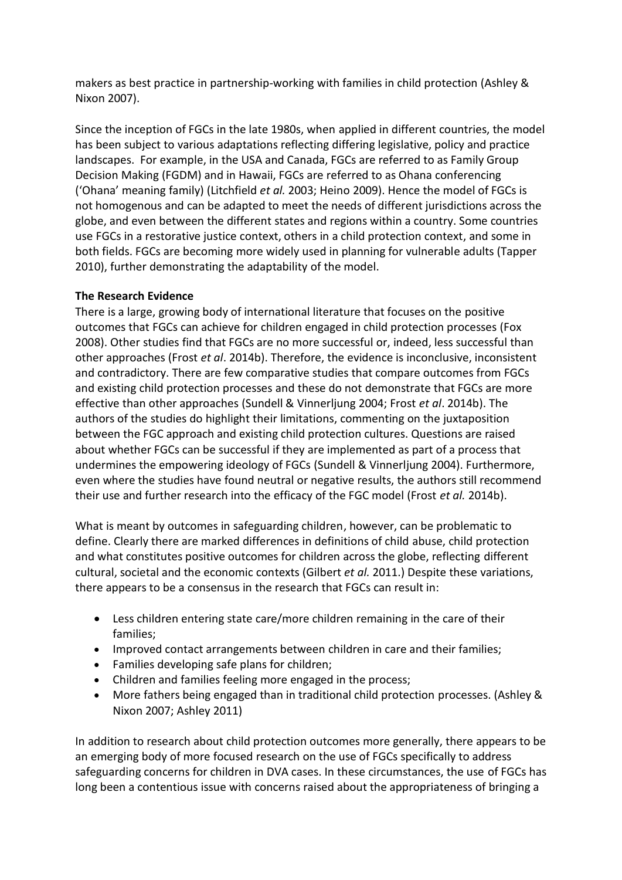makers as best practice in partnership-working with families in child protection (Ashley & Nixon 2007).

Since the inception of FGCs in the late 1980s, when applied in different countries, the model has been subject to various adaptations reflecting differing legislative, policy and practice landscapes. For example, in the USA and Canada, FGCs are referred to as Family Group Decision Making (FGDM) and in Hawaii, FGCs are referred to as Ohana conferencing ('Ohana' meaning family) (Litchfield *et al.* 2003; Heino 2009). Hence the model of FGCs is not homogenous and can be adapted to meet the needs of different jurisdictions across the globe, and even between the different states and regions within a country. Some countries use FGCs in a restorative justice context, others in a child protection context, and some in both fields. FGCs are becoming more widely used in planning for vulnerable adults (Tapper 2010), further demonstrating the adaptability of the model.

**The Research Evidence**

There is a large, growing body of international literature that focuses on the positive outcomes that FGCs can achieve for children engaged in child protection processes (Fox 2008). Other studies find that FGCs are no more successful or, indeed, less successful than other approaches (Frost *et al*. 2014b). Therefore, the evidence is inconclusive, inconsistent and contradictory. There are few comparative studies that compare outcomes from FGCs and existing child protection processes and these do not demonstrate that FGCs are more effective than other approaches (Sundell & Vinnerljung 2004; Frost *et al*. 2014b). The authors of the studies do highlight their limitations, commenting on the juxtaposition between the FGC approach and existing child protection cultures. Questions are raised about whether FGCs can be successful if they are implemented as part of a process that undermines the empowering ideology of FGCs (Sundell & Vinnerljung 2004). Furthermore, even where the studies have found neutral or negative results, the authors still recommend their use and further research into the efficacy of the FGC model (Frost *et al.* 2014b).

What is meant by outcomes in safeguarding children, however, can be problematic to define. Clearly there are marked differences in definitions of child abuse, child protection and what constitutes positive outcomes for children across the globe, reflecting different cultural, societal and the economic contexts (Gilbert *et al.* 2011.) Despite these variations, there appears to be a consensus in the research that FGCs can result in:

- Less children entering state care/more children remaining in the care of their families;
- Improved contact arrangements between children in care and their families;
- Families developing safe plans for children;
- Children and families feeling more engaged in the process;
- More fathers being engaged than in traditional child protection processes. (Ashley & Nixon 2007; Ashley 2011)

In addition to research about child protection outcomes more generally, there appears to be an emerging body of more focused research on the use of FGCs specifically to address safeguarding concerns for children in DVA cases. In these circumstances, the use of FGCs has long been a contentious issue with concerns raised about the appropriateness of bringing a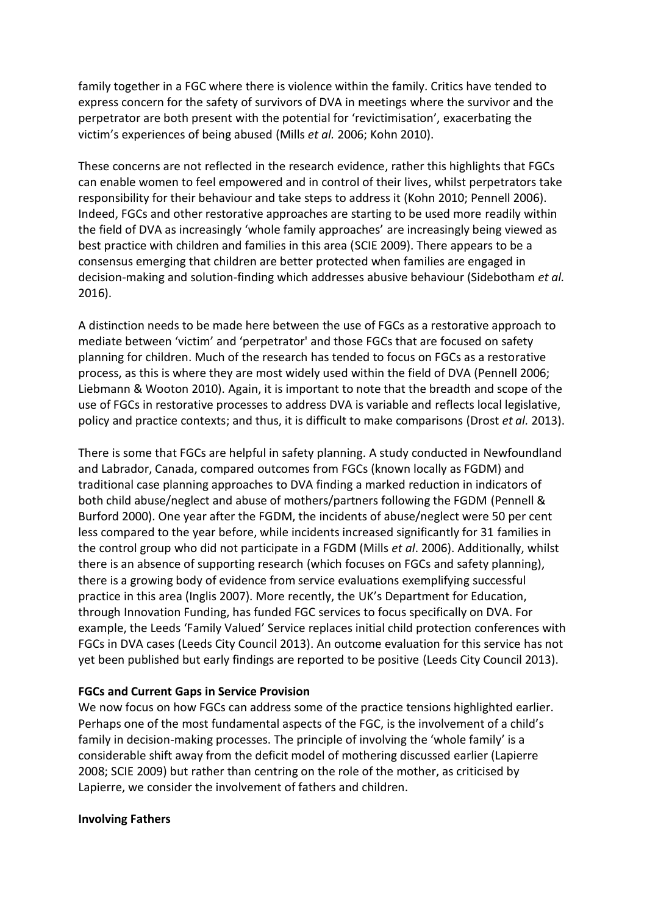family together in a FGC where there is violence within the family. Critics have tended to express concern for the safety of survivors of DVA in meetings where the survivor and the perpetrator are both present with the potential for 'revictimisation', exacerbating the victim's experiences of being abused (Mills *et al.* 2006; Kohn 2010).

These concerns are not reflected in the research evidence, rather this highlights that FGCs can enable women to feel empowered and in control of their lives, whilst perpetrators take responsibility for their behaviour and take steps to address it (Kohn 2010; Pennell 2006). Indeed, FGCs and other restorative approaches are starting to be used more readily within the field of DVA as increasingly 'whole family approaches' are increasingly being viewed as best practice with children and families in this area (SCIE 2009). There appears to be a consensus emerging that children are better protected when families are engaged in decision-making and solution-finding which addresses abusive behaviour (Sidebotham *et al.* 2016).

A distinction needs to be made here between the use of FGCs as a restorative approach to mediate between 'victim' and 'perpetrator' and those FGCs that are focused on safety planning for children. Much of the research has tended to focus on FGCs as a restorative process, as this is where they are most widely used within the field of DVA (Pennell 2006; Liebmann & Wooton 2010). Again, it is important to note that the breadth and scope of the use of FGCs in restorative processes to address DVA is variable and reflects local legislative, policy and practice contexts; and thus, it is difficult to make comparisons (Drost *et al.* 2013).

There is some that FGCs are helpful in safety planning. A study conducted in Newfoundland and Labrador, Canada, compared outcomes from FGCs (known locally as FGDM) and traditional case planning approaches to DVA finding a marked reduction in indicators of both child abuse/neglect and abuse of mothers/partners following the FGDM (Pennell & Burford 2000). One year after the FGDM, the incidents of abuse/neglect were 50 per cent less compared to the year before, while incidents increased significantly for 31 families in the control group who did not participate in a FGDM (Mills *et al*. 2006). Additionally, whilst there is an absence of supporting research (which focuses on FGCs and safety planning), there is a growing body of evidence from service evaluations exemplifying successful practice in this area (Inglis 2007). More recently, the UK's Department for Education, through Innovation Funding, has funded FGC services to focus specifically on DVA. For example, the Leeds 'Family Valued' Service replaces initial child protection conferences with FGCs in DVA cases (Leeds City Council 2013). An outcome evaluation for this service has not yet been published but early findings are reported to be positive (Leeds City Council 2013).

**FGCs and Current Gaps in Service Provision**

We now focus on how FGCs can address some of the practice tensions highlighted earlier. Perhaps one of the most fundamental aspects of the FGC, is the involvement of a child's family in decision-making processes. The principle of involving the 'whole family' is a considerable shift away from the deficit model of mothering discussed earlier (Lapierre 2008; SCIE 2009) but rather than centring on the role of the mother, as criticised by Lapierre, we consider the involvement of fathers and children.

**Involving Fathers**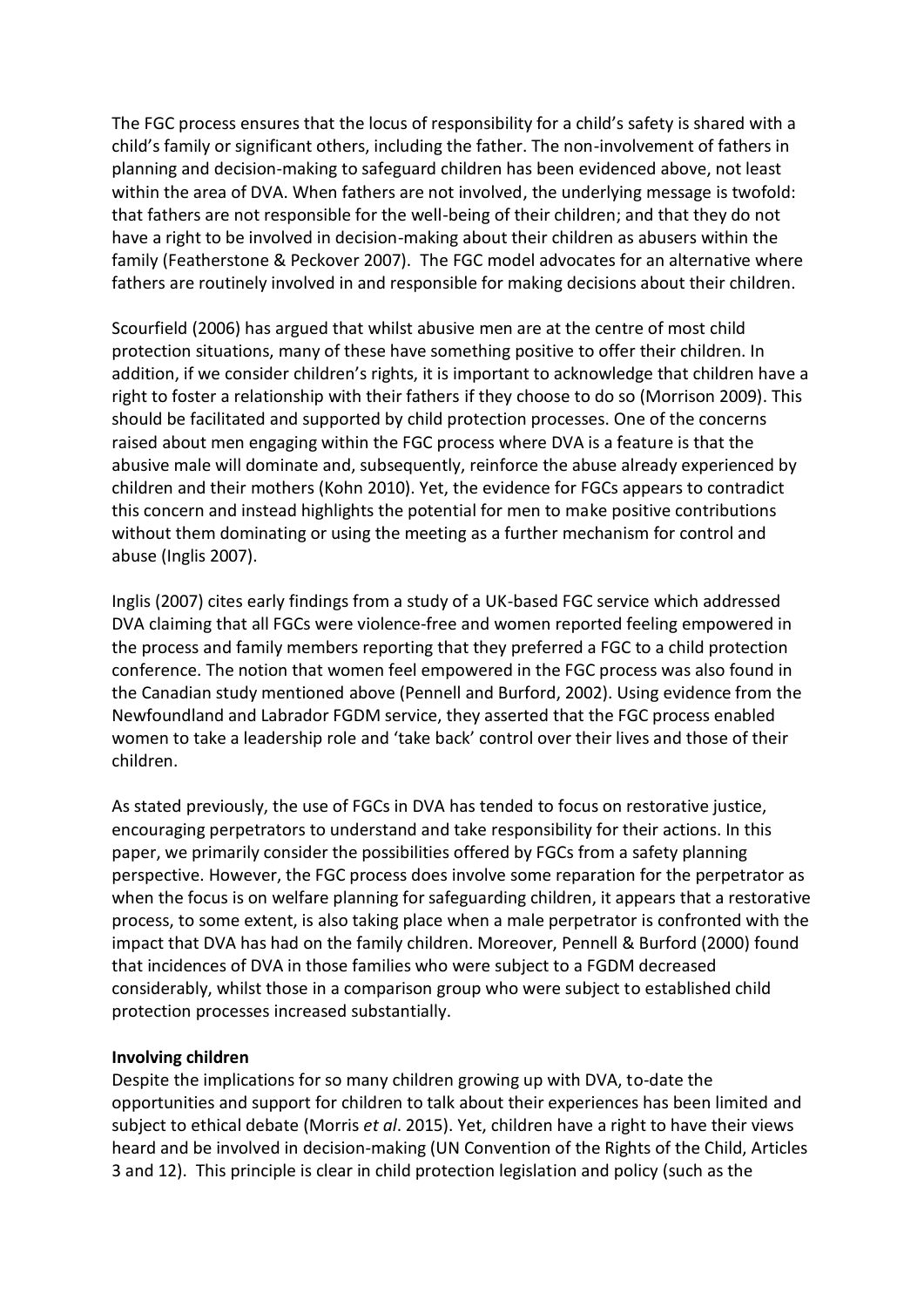The FGC process ensures that the locus of responsibility for a child's safety is shared with a child's family or significant others, including the father. The non-involvement of fathers in planning and decision-making to safeguard children has been evidenced above, not least within the area of DVA. When fathers are not involved, the underlying message is twofold: that fathers are not responsible for the well-being of their children; and that they do not have a right to be involved in decision-making about their children as abusers within the family (Featherstone & Peckover 2007). The FGC model advocates for an alternative where fathers are routinely involved in and responsible for making decisions about their children.

Scourfield (2006) has argued that whilst abusive men are at the centre of most child protection situations, many of these have something positive to offer their children. In addition, if we consider children's rights, it is important to acknowledge that children have a right to foster a relationship with their fathers if they choose to do so (Morrison 2009). This should be facilitated and supported by child protection processes. One of the concerns raised about men engaging within the FGC process where DVA is a feature is that the abusive male will dominate and, subsequently, reinforce the abuse already experienced by children and their mothers (Kohn 2010). Yet, the evidence for FGCs appears to contradict this concern and instead highlights the potential for men to make positive contributions without them dominating or using the meeting as a further mechanism for control and abuse (Inglis 2007).

Inglis (2007) cites early findings from a study of a UK-based FGC service which addressed DVA claiming that all FGCs were violence-free and women reported feeling empowered in the process and family members reporting that they preferred a FGC to a child protection conference. The notion that women feel empowered in the FGC process was also found in the Canadian study mentioned above (Pennell and Burford, 2002). Using evidence from the Newfoundland and Labrador FGDM service, they asserted that the FGC process enabled women to take a leadership role and 'take back' control over their lives and those of their children.

As stated previously, the use of FGCs in DVA has tended to focus on restorative justice, encouraging perpetrators to understand and take responsibility for their actions. In this paper, we primarily consider the possibilities offered by FGCs from a safety planning perspective. However, the FGC process does involve some reparation for the perpetrator as when the focus is on welfare planning for safeguarding children, it appears that a restorative process, to some extent, is also taking place when a male perpetrator is confronted with the impact that DVA has had on the family children. Moreover, Pennell & Burford (2000) found that incidences of DVA in those families who were subject to a FGDM decreased considerably, whilst those in a comparison group who were subject to established child protection processes increased substantially.

**Involving children**

Despite the implications for so many children growing up with DVA, to-date the opportunities and support for children to talk about their experiences has been limited and subject to ethical debate (Morris *et al*. 2015). Yet, children have a right to have their views heard and be involved in decision-making (UN Convention of the Rights of the Child, Articles 3 and 12). This principle is clear in child protection legislation and policy (such as the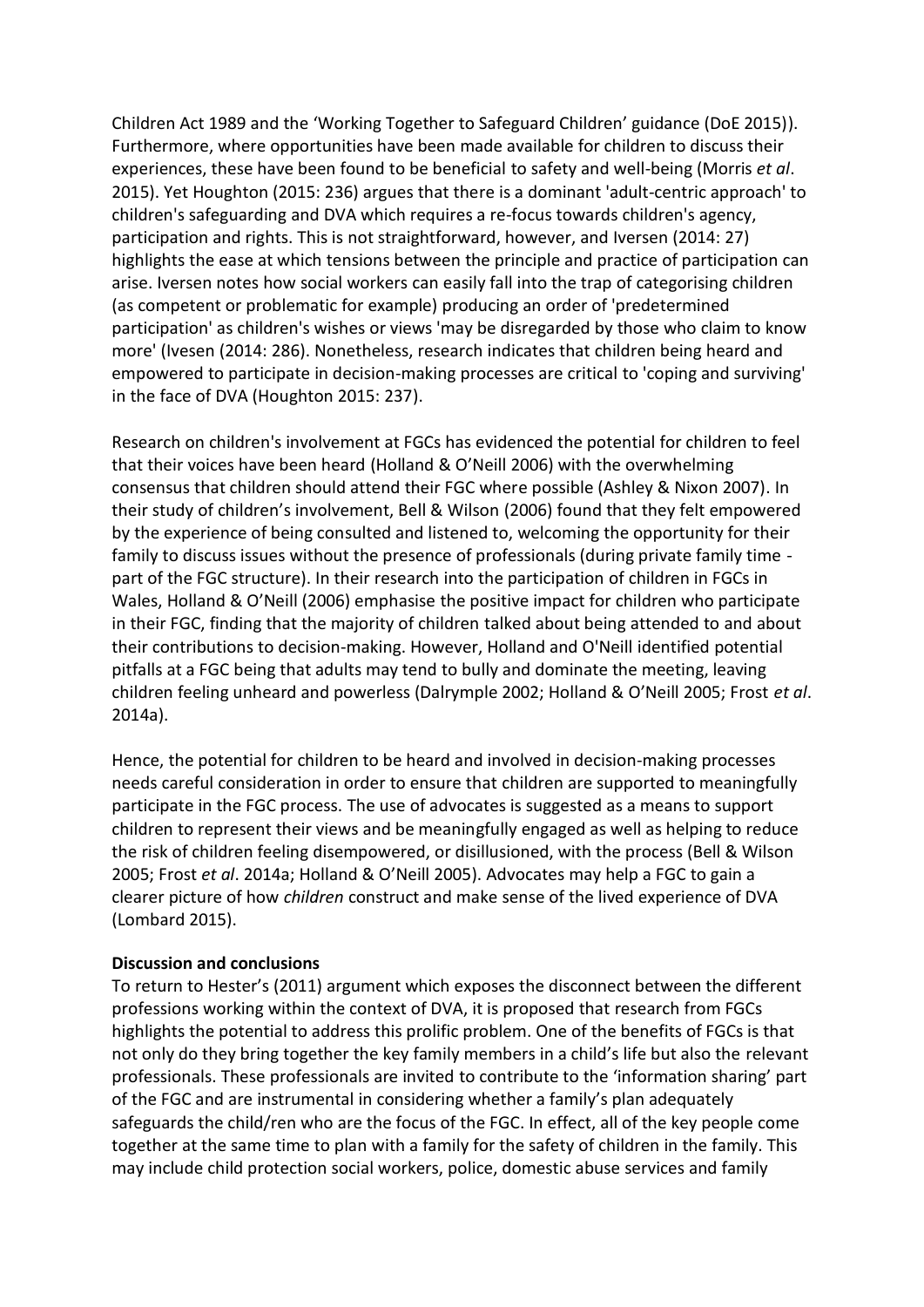Children Act 1989 and the 'Working Together to Safeguard Children' guidance (DoE 2015)). Furthermore, where opportunities have been made available for children to discuss their experiences, these have been found to be beneficial to safety and well-being (Morris *et al*. 2015). Yet Houghton (2015: 236) argues that there is a dominant 'adult-centric approach' to children's safeguarding and DVA which requires a re-focus towards children's agency, participation and rights. This is not straightforward, however, and Iversen (2014: 27) highlights the ease at which tensions between the principle and practice of participation can arise. Iversen notes how social workers can easily fall into the trap of categorising children (as competent or problematic for example) producing an order of 'predetermined participation' as children's wishes or views 'may be disregarded by those who claim to know more' (Ivesen (2014: 286). Nonetheless, research indicates that children being heard and empowered to participate in decision-making processes are critical to 'coping and surviving' in the face of DVA (Houghton 2015: 237).

Research on children's involvement at FGCs has evidenced the potential for children to feel that their voices have been heard (Holland & O'Neill 2006) with the overwhelming consensus that children should attend their FGC where possible (Ashley & Nixon 2007). In their study of children's involvement, Bell & Wilson (2006) found that they felt empowered by the experience of being consulted and listened to, welcoming the opportunity for their family to discuss issues without the presence of professionals (during private family time - part of the FGC structure). In their research into the participation of children in FGCs in Wales, Holland & O'Neill (2006) emphasise the positive impact for children who participate in their FGC, finding that the majority of children talked about being attended to and about their contributions to decision-making. However, Holland and O'Neill identified potential pitfalls at a FGC being that adults may tend to bully and dominate the meeting, leaving children feeling unheard and powerless (Dalrymple 2002; Holland & O'Neill 2005; Frost *et al*. 2014a).

Hence, the potential for children to be heard and involved in decision-making processes needs careful consideration in order to ensure that children are supported to meaningfully participate in the FGC process. The use of advocates is suggested as a means to support children to represent their views and be meaningfully engaged as well as helping to reduce the risk of children feeling disempowered, or disillusioned, with the process (Bell & Wilson 2005; Frost *et al*. 2014a; Holland & O'Neill 2005). Advocates may help a FGC to gain a clearer picture of how *children* construct and make sense of the lived experience of DVA (Lombard 2015).

**Discussion and conclusions**

To return to Hester's (2011) argument which exposes the disconnect between the different professions working within the context of DVA, it is proposed that research from FGCs highlights the potential to address this prolific problem. One of the benefits of FGCs is that not only do they bring together the key family members in a child's life but also the relevant professionals. These professionals are invited to contribute to the 'information sharing' part of the FGC and are instrumental in considering whether a family's plan adequately safeguards the child/ren who are the focus of the FGC. In effect, all of the key people come together at the same time to plan with a family for the safety of children in the family. This may include child protection social workers, police, domestic abuse services and family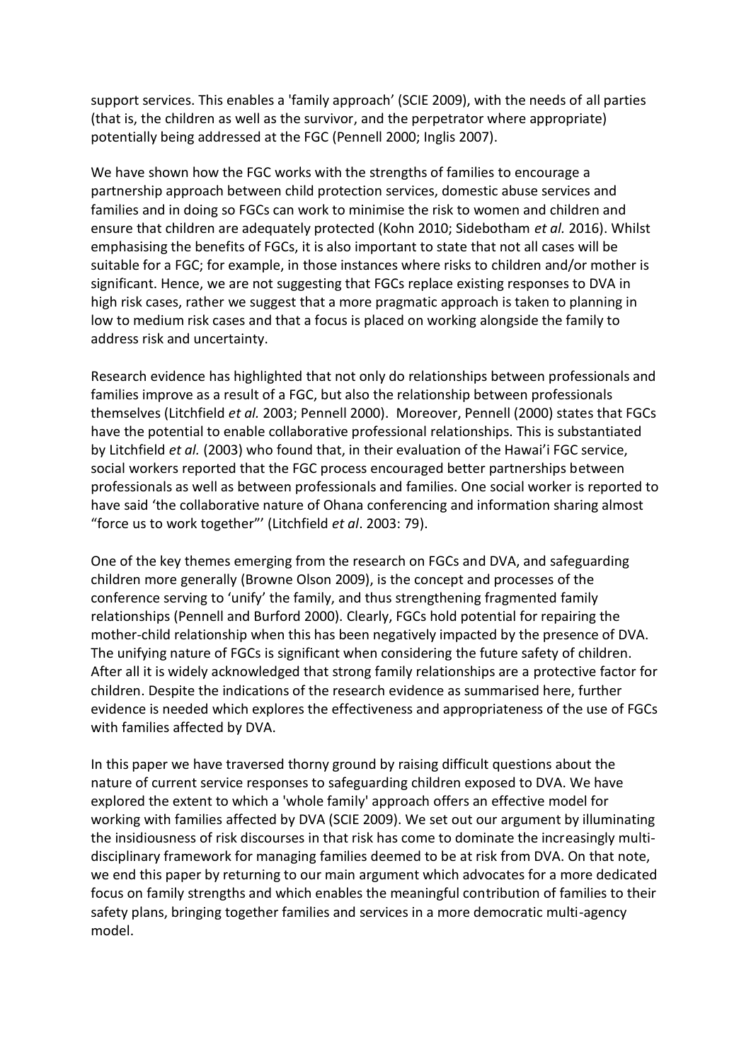support services. This enables a 'family approach' (SCIE 2009), with the needs of all parties (that is, the children as well as the survivor, and the perpetrator where appropriate) potentially being addressed at the FGC (Pennell 2000; Inglis 2007).

We have shown how the FGC works with the strengths of families to encourage a partnership approach between child protection services, domestic abuse services and families and in doing so FGCs can work to minimise the risk to women and children and ensure that children are adequately protected (Kohn 2010; Sidebotham *et al.* 2016). Whilst emphasising the benefits of FGCs, it is also important to state that not all cases will be suitable for a FGC; for example, in those instances where risks to children and/or mother is significant. Hence, we are not suggesting that FGCs replace existing responses to DVA in high risk cases, rather we suggest that a more pragmatic approach is taken to planning in low to medium risk cases and that a focus is placed on working alongside the family to address risk and uncertainty.

Research evidence has highlighted that not only do relationships between professionals and families improve as a result of a FGC, but also the relationship between professionals themselves (Litchfield *et al.* 2003; Pennell 2000). Moreover, Pennell (2000) states that FGCs have the potential to enable collaborative professional relationships. This is substantiated by Litchfield *et al.* (2003) who found that, in their evaluation of the Hawai'i FGC service, social workers reported that the FGC process encouraged better partnerships between professionals as well as between professionals and families. One social worker is reported to have said 'the collaborative nature of Ohana conferencing and information sharing almost "force us to work together"' (Litchfield *et al*. 2003: 79).

One of the key themes emerging from the research on FGCs and DVA, and safeguarding children more generally (Browne Olson 2009), is the concept and processes of the conference serving to 'unify' the family, and thus strengthening fragmented family relationships (Pennell and Burford 2000). Clearly, FGCs hold potential for repairing the mother-child relationship when this has been negatively impacted by the presence of DVA. The unifying nature of FGCs is significant when considering the future safety of children. After all it is widely acknowledged that strong family relationships are a protective factor for children. Despite the indications of the research evidence as summarised here, further evidence is needed which explores the effectiveness and appropriateness of the use of FGCs with families affected by DVA.

In this paper we have traversed thorny ground by raising difficult questions about the nature of current service responses to safeguarding children exposed to DVA. We have explored the extent to which a 'whole family' approach offers an effective model for working with families affected by DVA (SCIE 2009). We set out our argument by illuminating the insidiousness of risk discourses in that risk has come to dominate the increasingly multi-disciplinary framework for managing families deemed to be at risk from DVA. On that note, we end this paper by returning to our main argument which advocates for a more dedicated focus on family strengths and which enables the meaningful contribution of families to their safety plans, bringing together families and services in a more democratic multi-agency model.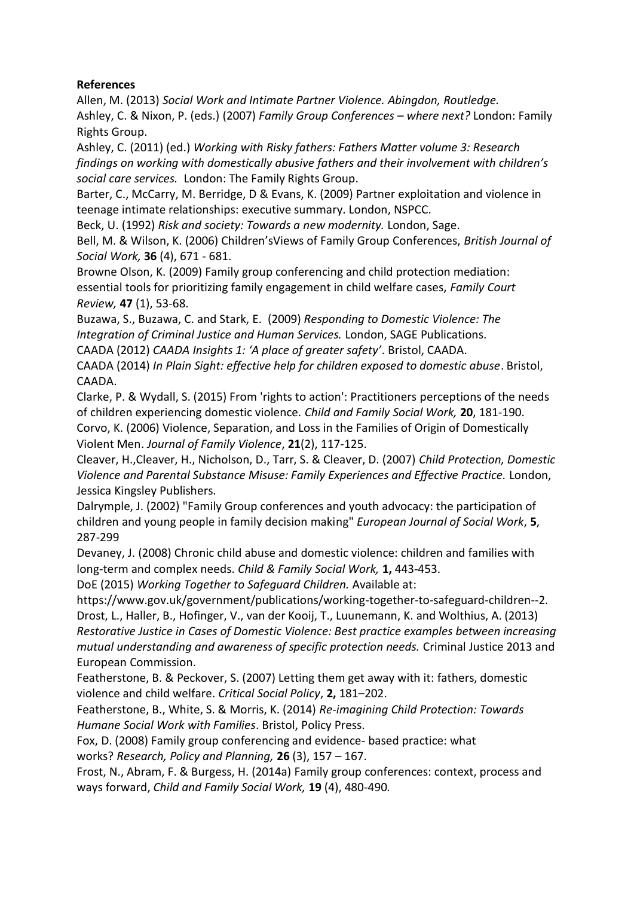**References**

Allen, M. (2013) *Social Work and Intimate Partner Violence. Abingdon, Routledge.*

Ashley, C. & Nixon, P. (eds.) (2007) *Family Group Conferences – where next?* London: Family Rights Group.

Ashley, C. (2011) (ed.) *Working with Risky fathers: Fathers Matter volume 3: Research findings on working with domestically abusive fathers and their involvement with children's social care services.* London: The Family Rights Group.

Barter, C., McCarry, M. Berridge, D & Evans, K. (2009) Partner exploitation and violence in teenage intimate relationships: executive summary. London, NSPCC.

Beck, U. (1992) *Risk and society: Towards a new modernity.* London, Sage.

Bell, M. & Wilson, K. (2006) Children'sViews of Family Group Conferences, *British Journal of Social Work,* **36** (4), 671 - 681.

Browne Olson, K. (2009) Family group conferencing and child protection mediation: essential tools for prioritizing family engagement in child welfare cases, *Family Court Review,* **47** (1), 53-68.

Buzawa, S., Buzawa, C. and Stark, E. (2009) *Responding to Domestic Violence: The Integration of Criminal Justice and Human Services.* London, SAGE Publications.

CAADA (2012) *CAADA Insights 1: 'A place of greater safety'*. Bristol, CAADA.

CAADA (2014) *In Plain Sight: effective help for children exposed to domestic abuse*. Bristol, CAADA.

Clarke, P. & Wydall, S. (2015) From 'rights to action': Practitioners perceptions of the needs of children experiencing domestic violence. *Child and Family Social Work,* **20**, 181-190.

Corvo, K. (2006) Violence, Separation, and Loss in the Families of Origin of Domestically Violent Men. *Journal of Family Violence*, **21**(2), 117-125.

Cleaver, H.,Cleaver, H., Nicholson, D., Tarr, S. & Cleaver, D. (2007) *Child Protection, Domestic Violence and Parental Substance Misuse: Family Experiences and Effective Practice.* London, Jessica Kingsley Publishers.

Dalrymple, J. (2002) "Family Group conferences and youth advocacy: the participation of children and young people in family decision making" *European Journal of Social Work*, **5**, 287-299

Devaney, J. (2008) Chronic child abuse and domestic violence: children and families with long-term and complex needs. *Child & Family Social Work,* **1,** 443-453.

DoE (2015) *Working Together to Safeguard Children.* Available at: https://www.gov.uk/government/publications/working-together-to-safeguard-children--2.

Drost, L., Haller, B., Hofinger, V., van der Kooij, T., Luunemann, K. and Wolthius, A. (2013) *Restorative Justice in Cases of Domestic Violence: Best practice examples between increasing mutual understanding and awareness of specific protection needs.* Criminal Justice 2013 and European Commission.

Featherstone, B. & Peckover, S. (2007) Letting them get away with it: fathers, domestic violence and child welfare. *Critical Social Policy*, **2,** 181–202.

Featherstone, B., White, S. & Morris, K. (2014) *Re-imagining Child Protection: Towards Humane Social Work with Families*. Bristol, Policy Press.

Fox, D. (2008) Family group conferencing and evidence- based practice: what works? *Research, Policy and Planning,* **26** (3), 157 – 167.

Frost, N., Abram, F. & Burgess, H. (2014a) Family group conferences: context, process and ways forward, *Child and Family Social Work,* **19** (4), 480-490*.*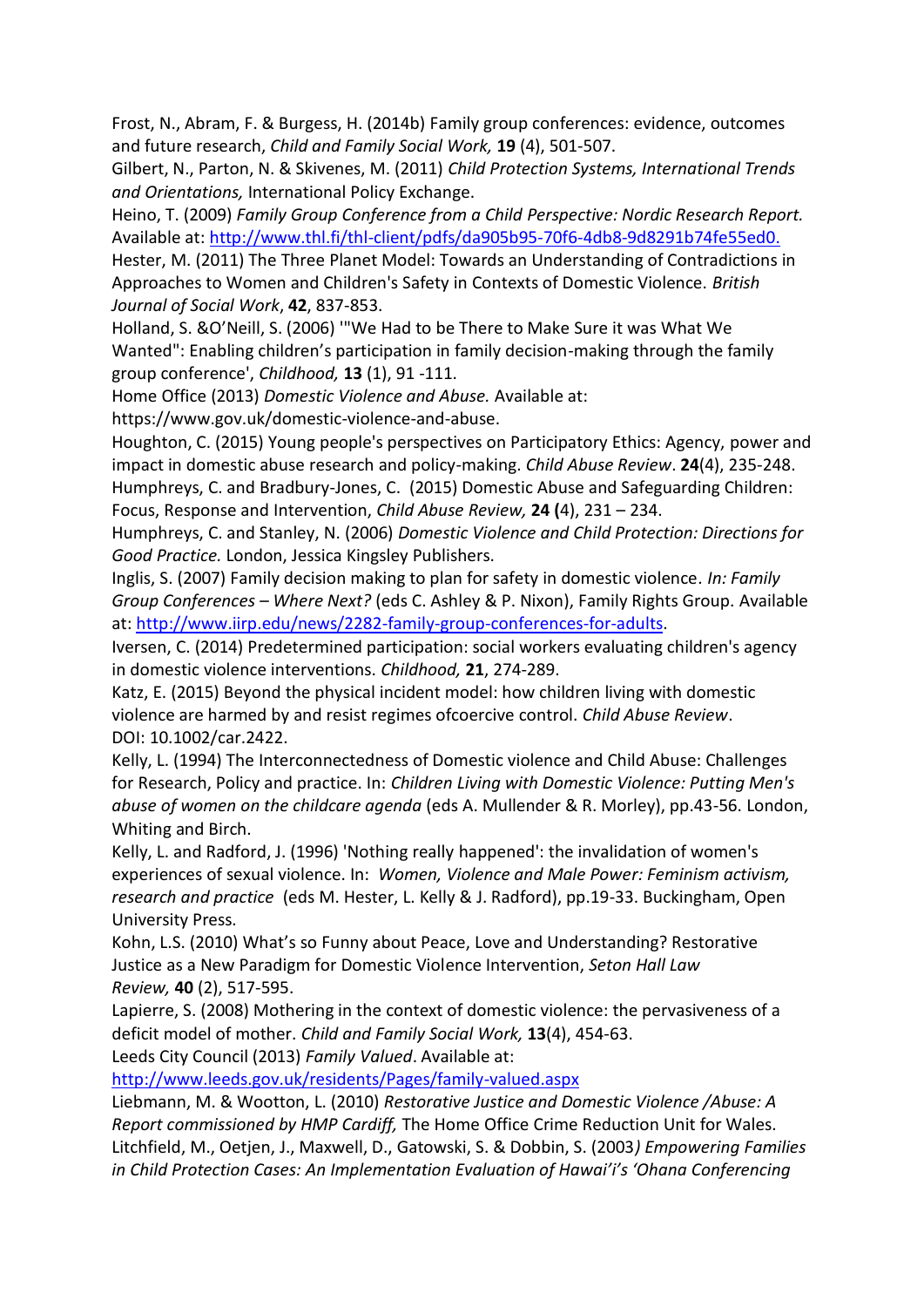Frost, N., Abram, F. & Burgess, H. (2014b) Family group conferences: evidence, outcomes and future research, *Child and Family Social Work,* **19** (4), 501-507.

Gilbert, N., Parton, N. & Skivenes, M. (2011) *Child Protection Systems, International Trends and Orientations,* International Policy Exchange.

Heino, T. (2009) *Family Group Conference from a Child Perspective: Nordic Research Report.* Available at: http://www.thl.fi/thl-client/pdfs/da905b95-70f6-4db8-9d8291b74fe55ed0.

Hester, M. (2011) The Three Planet Model: Towards an Understanding of Contradictions in Approaches to Women and Children's Safety in Contexts of Domestic Violence. *British Journal of Social Work*, **42**, 837-853.

Holland, S. &O'Neill, S. (2006) '"We Had to be There to Make Sure it was What We Wanted": Enabling children's participation in family decision-making through the family group conference', *Childhood,* **13** (1), 91 -111.

Home Office (2013) *Domestic Violence and Abuse.* Available at: https://www.gov.uk/domestic-violence-and-abuse.

Houghton, C. (2015) Young people's perspectives on Participatory Ethics: Agency, power and impact in domestic abuse research and policy-making. *Child Abuse Review*. **24**(4), 235-248.

Humphreys, C. and Bradbury-Jones, C. (2015) Domestic Abuse and Safeguarding Children: Focus, Response and Intervention, *Child Abuse Review,* **24 (**4), 231 – 234.

Humphreys, C. and Stanley, N. (2006) *Domestic Violence and Child Protection: Directions for Good Practice.* London, Jessica Kingsley Publishers.

Inglis, S. (2007) Family decision making to plan for safety in domestic violence. *In: Family Group Conferences – Where Next?* (eds C. Ashley & P. Nixon), Family Rights Group. Available at: http://www.iirp.edu/news/2282-family-group-conferences-for-adults.

Iversen, C. (2014) Predetermined participation: social workers evaluating children's agency in domestic violence interventions. *Childhood,* **21**, 274-289.

Katz, E. (2015) Beyond the physical incident model: how children living with domestic violence are harmed by and resist regimes ofcoercive control. *Child Abuse Review*. DOI: 10.1002/car.2422.

Kelly, L. (1994) The Interconnectedness of Domestic violence and Child Abuse: Challenges for Research, Policy and practice. In: *Children Living with Domestic Violence: Putting Men's abuse of women on the childcare agenda* (eds A. Mullender & R. Morley), pp.43-56. London, Whiting and Birch.

Kelly, L. and Radford, J. (1996) 'Nothing really happened': the invalidation of women's experiences of sexual violence. In: *Women, Violence and Male Power: Feminism activism, research and practice* (eds M. Hester, L. Kelly & J. Radford), pp.19-33. Buckingham, Open University Press.

Kohn, L.S. (2010) What's so Funny about Peace, Love and Understanding? Restorative Justice as a New Paradigm for Domestic Violence Intervention, *Seton Hall Law Review,* **40** (2), 517-595.

Lapierre, S. (2008) Mothering in the context of domestic violence: the pervasiveness of a deficit model of mother. *Child and Family Social Work,* **13**(4), 454-63.

Leeds City Council (2013) *Family Valued*. Available at: http://www.leeds.gov.uk/residents/Pages/family-valued.aspx

Liebmann, M. & Wootton, L. (2010) *Restorative Justice and Domestic Violence /Abuse: A Report commissioned by HMP Cardiff,* The Home Office Crime Reduction Unit for Wales.

Litchfield, M., Oetjen, J., Maxwell, D., Gatowski, S. & Dobbin, S. (2003*) Empowering Families in Child Protection Cases: An Implementation Evaluation of Hawai'i's 'Ohana Conferencing*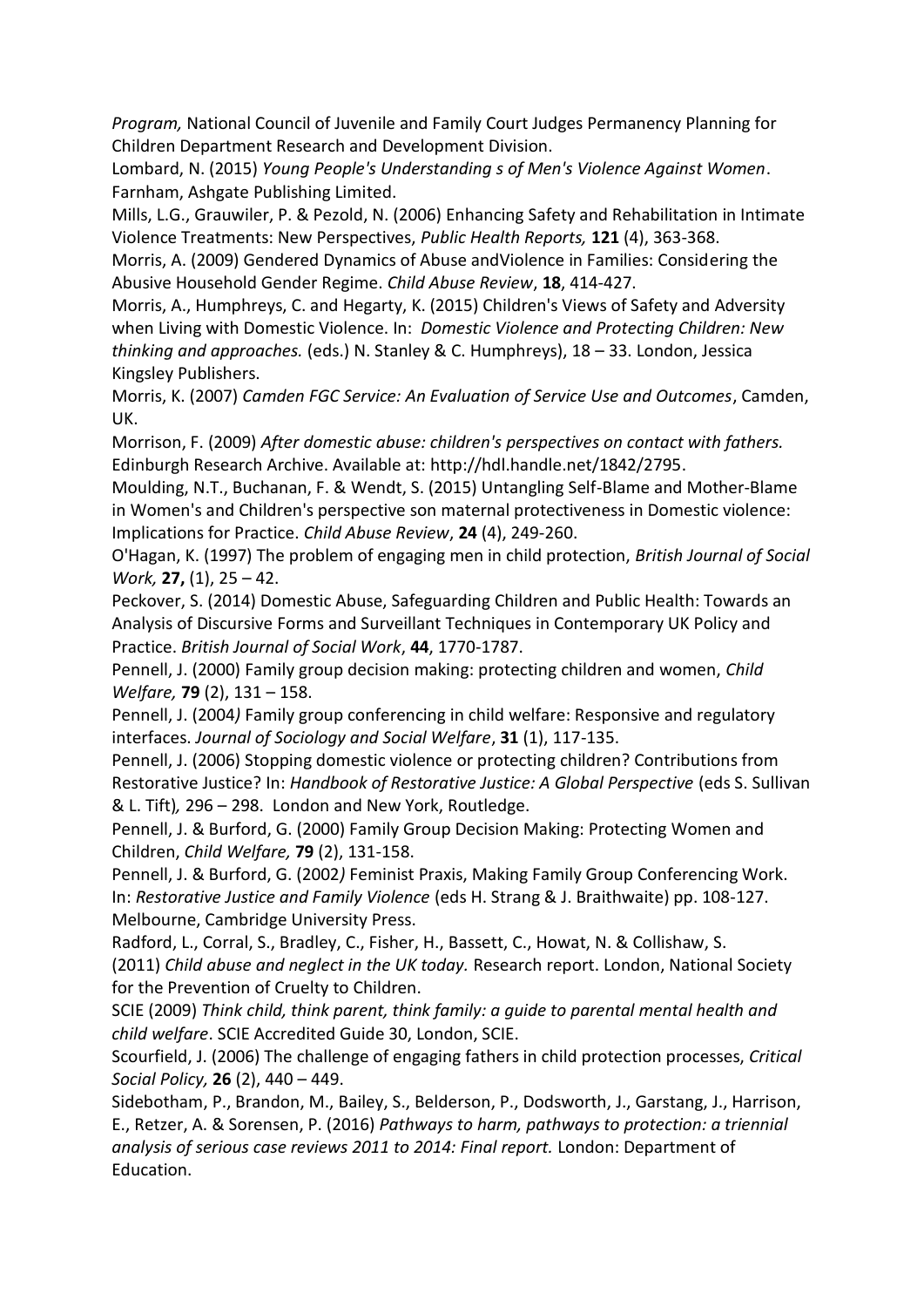*Program,* National Council of Juvenile and Family Court Judges Permanency Planning for Children Department Research and Development Division.

Lombard, N. (2015) *Young People's Understanding s of Men's Violence Against Women*. Farnham, Ashgate Publishing Limited.

Mills, L.G., Grauwiler, P. & Pezold, N. (2006) Enhancing Safety and Rehabilitation in Intimate Violence Treatments: New Perspectives, *Public Health Reports,* **121** (4), 363-368.

Morris, A. (2009) Gendered Dynamics of Abuse andViolence in Families: Considering the Abusive Household Gender Regime. *Child Abuse Review*, **18**, 414-427.

Morris, A., Humphreys, C. and Hegarty, K. (2015) Children's Views of Safety and Adversity when Living with Domestic Violence. In: *Domestic Violence and Protecting Children: New thinking and approaches.* (eds.) N. Stanley & C. Humphreys), 18 – 33. London, Jessica Kingsley Publishers.

Morris, K. (2007) *Camden FGC Service: An Evaluation of Service Use and Outcomes*, Camden, UK.

Morrison, F. (2009) *After domestic abuse: children's perspectives on contact with fathers.* Edinburgh Research Archive. Available at: http://hdl.handle.net/1842/2795.

Moulding, N.T., Buchanan, F. & Wendt, S. (2015) Untangling Self-Blame and Mother-Blame in Women's and Children's perspective son maternal protectiveness in Domestic violence: Implications for Practice. *Child Abuse Review*, **24** (4), 249-260.

O'Hagan, K. (1997) The problem of engaging men in child protection, *British Journal of Social Work,* **27,** (1), 25 – 42.

Peckover, S. (2014) Domestic Abuse, Safeguarding Children and Public Health: Towards an Analysis of Discursive Forms and Surveillant Techniques in Contemporary UK Policy and Practice. *British Journal of Social Work*, **44**, 1770-1787.

Pennell, J. (2000) Family group decision making: protecting children and women, *Child Welfare,* **79** (2), 131 – 158.

Pennell, J. (2004*)* Family group conferencing in child welfare: Responsive and regulatory interfaces. *Journal of Sociology and Social Welfare*, **31** (1), 117-135.

Pennell, J. (2006) Stopping domestic violence or protecting children? Contributions from Restorative Justice? In: *Handbook of Restorative Justice: A Global Perspective* (eds S. Sullivan & L. Tift)*,* 296 – 298. London and New York, Routledge.

Pennell, J. & Burford, G. (2000) Family Group Decision Making: Protecting Women and Children, *Child Welfare,* **79** (2), 131-158.

Pennell, J. & Burford, G. (2002*)* Feminist Praxis, Making Family Group Conferencing Work. In: *Restorative Justice and Family Violence* (eds H. Strang & J. Braithwaite) pp. 108-127. Melbourne, Cambridge University Press.

Radford, L., Corral, S., Bradley, C., Fisher, H., Bassett, C., Howat, N. & Collishaw, S. (2011) *Child abuse and neglect in the UK today.* Research report. London, National Society for the Prevention of Cruelty to Children.

SCIE (2009) *Think child, think parent, think family: a guide to parental mental health and child welfare*. SCIE Accredited Guide 30, London, SCIE.

Scourfield, J. (2006) The challenge of engaging fathers in child protection processes, *Critical Social Policy,* **26** (2), 440 – 449.

Sidebotham, P., Brandon, M., Bailey, S., Belderson, P., Dodsworth, J., Garstang, J., Harrison, E., Retzer, A. & Sorensen, P. (2016) *Pathways to harm, pathways to protection: a triennial analysis of serious case reviews 2011 to 2014: Final report.* London: Department of Education.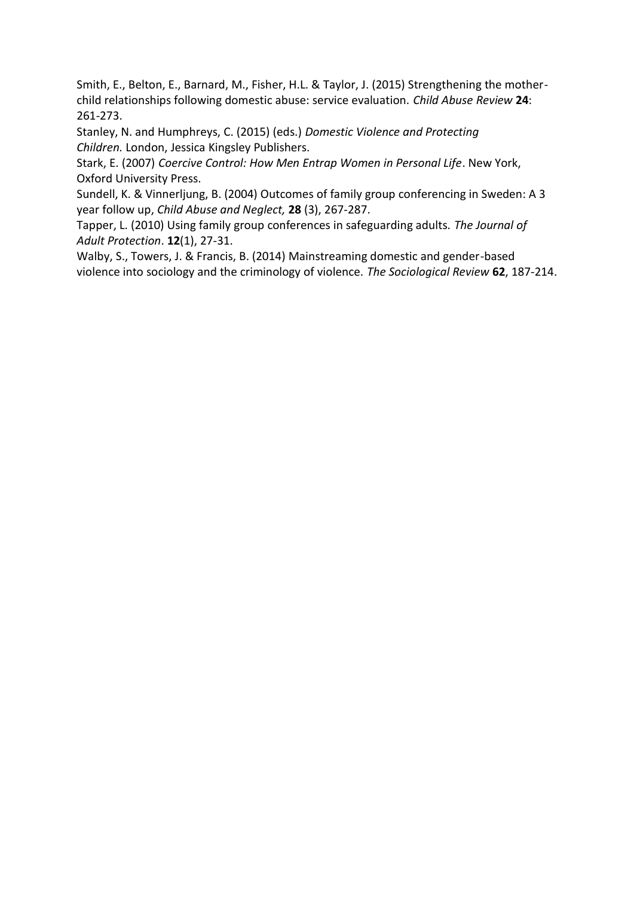Smith, E., Belton, E., Barnard, M., Fisher, H.L. & Taylor, J. (2015) Strengthening the mother-child relationships following domestic abuse: service evaluation. *Child Abuse Review* **24**: 261-273.

Stanley, N. and Humphreys, C. (2015) (eds.) *Domestic Violence and Protecting Children.* London, Jessica Kingsley Publishers.

Stark, E. (2007) *Coercive Control: How Men Entrap Women in Personal Life*. New York, Oxford University Press.

Sundell, K. & Vinnerljung, B. (2004) Outcomes of family group conferencing in Sweden: A 3 year follow up, *Child Abuse and Neglect,* **28** (3), 267-287.

Tapper, L. (2010) Using family group conferences in safeguarding adults. *The Journal of Adult Protection*. **12**(1), 27-31.

Walby, S., Towers, J. & Francis, B. (2014) Mainstreaming domestic and gender-based violence into sociology and the criminology of violence. *The Sociological Review* **62**, 187-214.